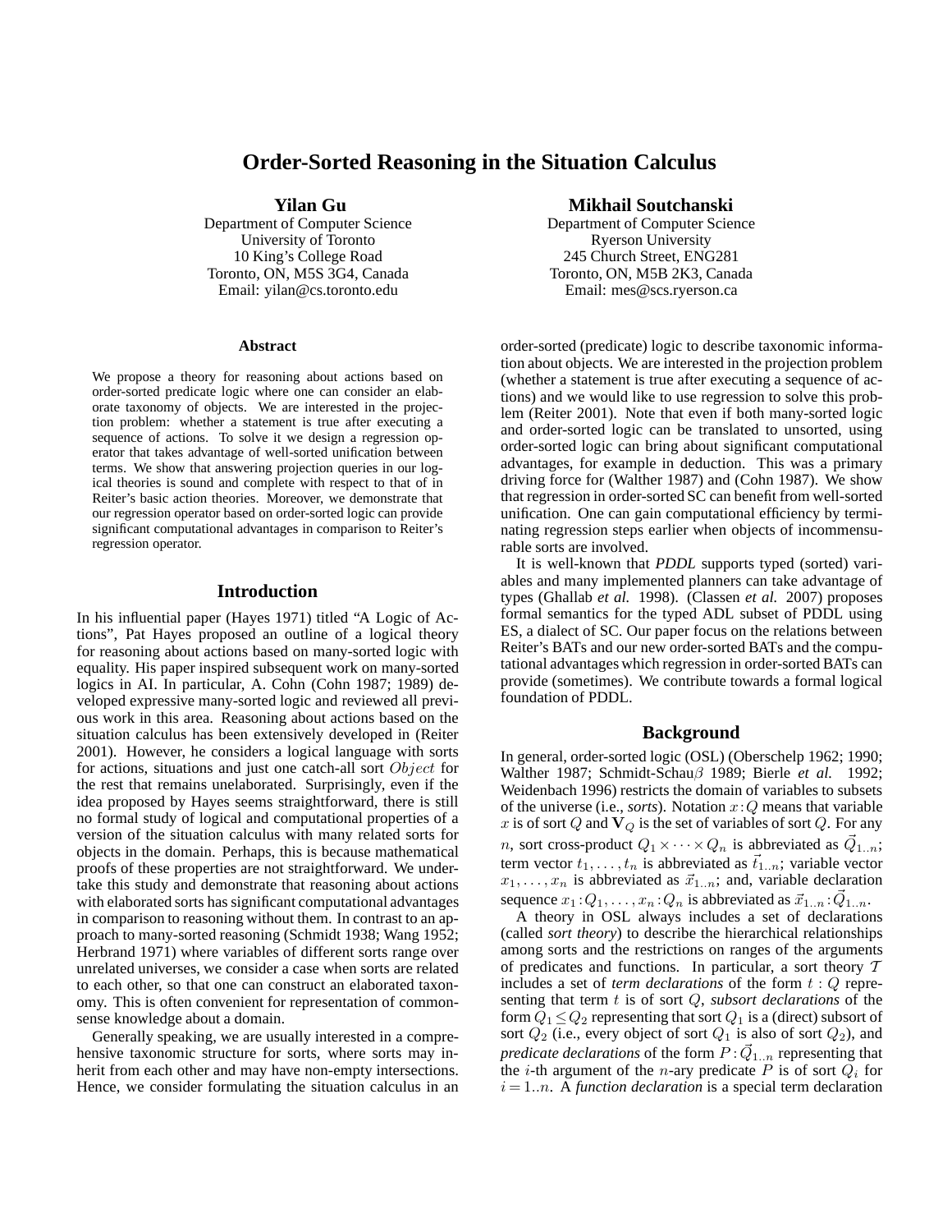# Order-Sorted Reasoning in the Situation Calculus

**Yilan Gu**
Department of Computer Science
University of Toronto
10 King's College Road
Toronto, ON, M5S 3G4, Canada
Email: yilan@cs.toronto.edu

**Mikhail Soutchanski**
Department of Computer Science
Ryerson University
245 Church Street, ENG281
Toronto, ON, M5B 2K3, Canada
Email: mes@scs.ryerson.ca

## Abstract

We propose a theory for reasoning about actions based on order-sorted predicate logic where one can consider an elaborate taxonomy of objects. We are interested in the projection problem: whether a statement is true after executing a sequence of actions. To solve it we design a regression operator that takes advantage of well-sorted unification between terms. We show that answering projection queries in our logical theories is sound and complete with respect to that of in Reiter's basic action theories. Moreover, we demonstrate that our regression operator based on order-sorted logic can provide significant computational advantages in comparison to Reiter's regression operator.

## Introduction

In his influential paper (Hayes 1971) titled "A Logic of Actions", Pat Hayes proposed an outline of a logical theory for reasoning about actions based on many-sorted logic with equality. His paper inspired subsequent work on many-sorted logics in AI. In particular, A. Cohn (Cohn 1987; 1989) developed expressive many-sorted logic and reviewed all previous work in this area. Reasoning about actions based on the situation calculus has been extensively developed in (Reiter 2001). However, he considers a logical language with sorts for actions, situations and just one catch-all sort $Object$ for the rest that remains unelaborated. Surprisingly, even if the idea proposed by Hayes seems straightforward, there is still no formal study of logical and computational properties of a version of the situation calculus with many related sorts for objects in the domain. Perhaps, this is because mathematical proofs of these properties are not straightforward. We undertake this study and demonstrate that reasoning about actions with elaborated sorts has significant computational advantages in comparison to reasoning without them. In contrast to an approach to many-sorted reasoning (Schmidt 1938; Wang 1952; Herbrand 1971) where variables of different sorts range over unrelated universes, we consider a case when sorts are related to each other, so that one can construct an elaborated taxonomy. This is often convenient for representation of commonsense knowledge about a domain.

Generally speaking, we are usually interested in a comprehensive taxonomic structure for sorts, where sorts may inherit from each other and may have non-empty intersections. Hence, we consider formulating the situation calculus in an order-sorted (predicate) logic to describe taxonomic information about objects. We are interested in the projection problem (whether a statement is true after executing a sequence of actions) and we would like to use regression to solve this problem (Reiter 2001). Note that even if both many-sorted logic and order-sorted logic can be translated to unsorted, using order-sorted logic can bring about significant computational advantages, for example in deduction. This was a primary driving force for (Walther 1987) and (Cohn 1987). We show that regression in order-sorted SC can benefit from well-sorted unification. One can gain computational efficiency by terminating regression steps earlier when objects of incommensurable sorts are involved.

It is well-known that *PDDL* supports typed (sorted) variables and many implemented planners can take advantage of types (Ghallab *et al.* 1998). (Classen *et al.* 2007) proposes formal semantics for the typed ADL subset of PDDL using ES, a dialect of SC. Our paper focus on the relations between Reiter's BATs and our new order-sorted BATs and the computational advantages which regression in order-sorted BATs can provide (sometimes). We contribute towards a formal logical foundation of PDDL.

## Background

In general, order-sorted logic (OSL) (Oberschelp 1962; 1990; Walther 1987; Schmidt-Schau$\beta$ 1989; Bierle *et al.* 1992; Weidenbach 1996) restricts the domain of variables to subsets of the universe (i.e., *sorts*). Notation $x\!:\!Q$ means that variable $x$ is of sort $Q$ and $\mathbf{V}_Q$ is the set of variables of sort $Q$. For any $n$, sort cross-product $Q_1 \times \cdots \times Q_n$ is abbreviated as $\vec{Q}_{1..n}$; term vector $t_1, \ldots, t_n$ is abbreviated as $\vec{t}_{1..n}$; variable vector $x_1, \ldots, x_n$ is abbreviated as $\vec{x}_{1..n}$; and, variable declaration sequence $x_1\!:\!Q_1, \ldots, x_n\!:\!Q_n$ is abbreviated as $\vec{x}_{1..n}\!:\!\vec{Q}_{1..n}$.

A theory in OSL always includes a set of declarations (called *sort theory*) to describe the hierarchical relationships among sorts and the restrictions on ranges of the arguments of predicates and functions. In particular, a sort theory $\mathcal{T}$ includes a set of *term declarations* of the form $t : Q$ representing that term $t$ is of sort $Q$, *subsort declarations* of the form $Q_1 \leq Q_2$ representing that sort $Q_1$ is a (direct) subsort of sort $Q_2$ (i.e., every object of sort $Q_1$ is also of sort $Q_2$), and *predicate declarations* of the form $P : \vec{Q}_{1..n}$ representing that the $i$-th argument of the $n$-ary predicate $P$ is of sort $Q_i$ for $i = 1..n$. A *function declaration* is a special term declaration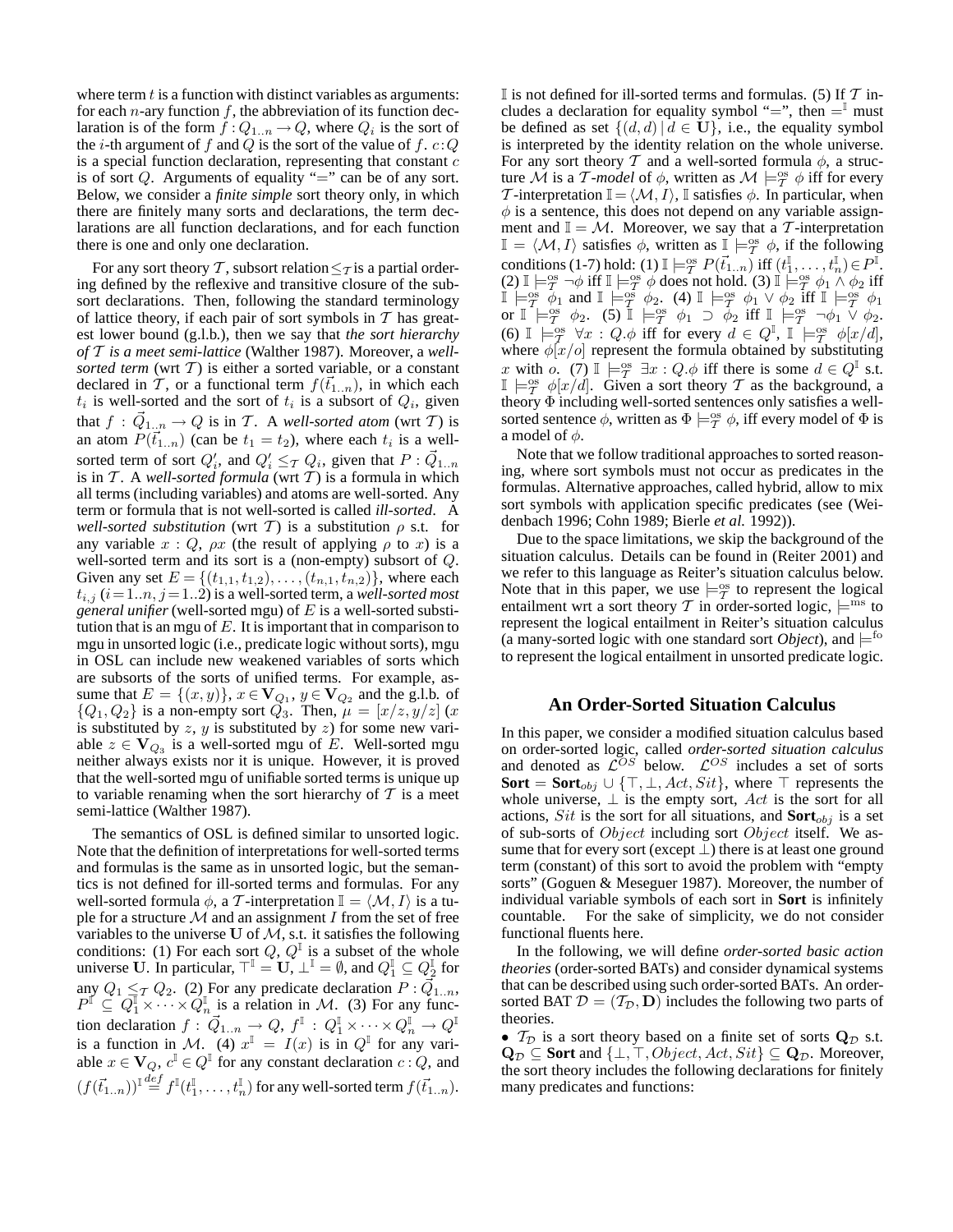where term $t$ is a function with distinct variables as arguments: for each $n$-ary function $f$, the abbreviation of its function declaration is of the form $f : Q_{1..n} \rightarrow Q$, where $Q_i$ is the sort of the $i$-th argument of $f$ and $Q$ is the sort of the value of $f$. $c : Q$ is a special function declaration, representing that constant $c$ is of sort $Q$. Arguments of equality "$=$" can be of any sort. Below, we consider a *finite simple* sort theory only, in which there are finitely many sorts and declarations, the term declarations are all function declarations, and for each function there is one and only one declaration.

For any sort theory $\mathcal{T}$, subsort relation $\leq_{\mathcal{T}}$ is a partial ordering defined by the reflexive and transitive closure of the subsort declarations. Then, following the standard terminology of lattice theory, if each pair of sort symbols in $\mathcal{T}$ has greatest lower bound (g.l.b.), then we say that *the sort hierarchy of $\mathcal{T}$ is a meet semi-lattice* (Walther 1987). Moreover, a *well-sorted term* (wrt $\mathcal{T}$) is either a sorted variable, or a constant declared in $\mathcal{T}$, or a functional term $f(\vec{t}_{1..n})$, in which each $t_i$ is well-sorted and the sort of $t_i$ is a subsort of $Q_i$, given that $f : \vec{Q}_{1..n} \rightarrow Q$ is in $\mathcal{T}$. A *well-sorted atom* (wrt $\mathcal{T}$) is an atom $P(\vec{t}_{1..n})$ (can be $t_1 = t_2$), where each $t_i$ is a well-sorted term of sort $Q'_i$, and $Q'_i \leq_{\mathcal{T}} Q_i$, given that $P : \vec{Q}_{1..n}$ is in $\mathcal{T}$. A *well-sorted formula* (wrt $\mathcal{T}$) is a formula in which all terms (including variables) and atoms are well-sorted. Any term or formula that is not well-sorted is called *ill-sorted*. A *well-sorted substitution* (wrt $\mathcal{T}$) is a substitution $\rho$ s.t. for any variable $x : Q$, $\rho x$ (the result of applying $\rho$ to $x$) is a well-sorted term and its sort is a (non-empty) subsort of $Q$. Given any set $E = \{(t_{1,1}, t_{1,2}), \ldots, (t_{n,1}, t_{n,2})\}$, where each $t_{i,j}$ ($i = 1..n, j = 1..2$) is a well-sorted term, a *well-sorted most general unifier* (well-sorted mgu) of $E$ is a well-sorted substitution that is an mgu of $E$. It is important that in comparison to mgu in unsorted logic (i.e., predicate logic without sorts), mgu in OSL can include new weakened variables of sorts which are subsorts of the sorts of unified terms. For example, assume that $E = \{(x, y)\}$, $x \in \mathbf{V}_{Q_1}$, $y \in \mathbf{V}_{Q_2}$ and the g.l.b. of $\{Q_1, Q_2\}$ is a non-empty sort $Q_3$. Then, $\mu = [x/z, y/z]$ ($x$ is substituted by $z$, $y$ is substituted by $z$) for some new variable $z \in \mathbf{V}_{Q_3}$ is a well-sorted mgu of $E$. Well-sorted mgu neither always exists nor it is unique. However, it is proved that the well-sorted mgu of unifiable sorted terms is unique up to variable renaming when the sort hierarchy of $\mathcal{T}$ is a meet semi-lattice (Walther 1987).

The semantics of OSL is defined similar to unsorted logic. Note that the definition of interpretations for well-sorted terms and formulas is the same as in unsorted logic, but the semantics is not defined for ill-sorted terms and formulas. For any well-sorted formula $\phi$, a $\mathcal{T}$-interpretation $\mathbb{I} = \langle \mathcal{M}, I \rangle$ is a tuple for a structure $\mathcal{M}$ and an assignment $I$ from the set of free variables to the universe $\mathbf{U}$ of $\mathcal{M}$, s.t. it satisfies the following conditions: (1) For each sort $Q$, $Q^{\mathbb{I}}$ is a subset of the whole universe $\mathbf{U}$. In particular, $\top^{\mathbb{I}} = \mathbf{U}$, $\perp^{\mathbb{I}} = \emptyset$, and $Q_1^{\mathbb{I}} \subseteq Q_2^{\mathbb{I}}$ for any $Q_1 \leq_{\mathcal{T}} Q_2$. (2) For any predicate declaration $P : \vec{Q}_{1..n}$, $P^{\mathbb{I}} \subseteq Q_1^{\mathbb{I}} \times \cdots \times Q_n^{\mathbb{I}}$ is a relation in $\mathcal{M}$. (3) For any function declaration $f : \vec{Q}_{1..n} \rightarrow Q$, $f^{\mathbb{I}} : Q_1^{\mathbb{I}} \times \cdots \times Q_n^{\mathbb{I}} \rightarrow Q^{\mathbb{I}}$ is a function in $\mathcal{M}$. (4) $x^{\mathbb{I}} = I(x)$ is in $Q^{\mathbb{I}}$ for any variable $x \in \mathbf{V}_Q$, $c^{\mathbb{I}} \in Q^{\mathbb{I}}$ for any constant declaration $c : Q$, and $(f(\vec{t}_{1..n}))^{\mathbb{I}} \stackrel{def}{=} f^{\mathbb{I}}(t_1^{\mathbb{I}}, \ldots, t_n^{\mathbb{I}})$ for any well-sorted term $f(\vec{t}_{1..n})$. $\mathbb{I}$ is not defined for ill-sorted terms and formulas. (5) If $\mathcal{T}$ includes a declaration for equality symbol "$=$", then $=^{\mathbb{I}}$ must be defined as set $\{(d, d) \mid d \in \mathbf{U}\}$, i.e., the equality symbol is interpreted by the identity relation on the whole universe. For any sort theory $\mathcal{T}$ and a well-sorted formula $\phi$, a structure $\mathcal{M}$ is a *$\mathcal{T}$-model* of $\phi$, written as $\mathcal{M} \models^{\text{os}}_{\mathcal{T}} \phi$ iff for every $\mathcal{T}$-interpretation $\mathbb{I} = \langle \mathcal{M}, I \rangle$, $\mathbb{I}$ satisfies $\phi$. In particular, when $\phi$ is a sentence, this does not depend on any variable assignment and $\mathbb{I} = \mathcal{M}$. Moreover, we say that a $\mathcal{T}$-interpretation $\mathbb{I} = \langle \mathcal{M}, I \rangle$ satisfies $\phi$, written as $\mathbb{I} \models^{\text{os}}_{\mathcal{T}} \phi$, if the following conditions (1-7) hold: (1) $\mathbb{I} \models^{\text{os}}_{\mathcal{T}} P(\vec{t}_{1..n})$ iff $(t_1^{\mathbb{I}}, \ldots, t_n^{\mathbb{I}}) \in P^{\mathbb{I}}$. (2) $\mathbb{I} \models^{\text{os}}_{\mathcal{T}} \neg\phi$ iff $\mathbb{I} \models^{\text{os}}_{\mathcal{T}} \phi$ does not hold. (3) $\mathbb{I} \models^{\text{os}}_{\mathcal{T}} \phi_1 \wedge \phi_2$ iff $\mathbb{I} \models^{\text{os}}_{\mathcal{T}} \phi_1$ and $\mathbb{I} \models^{\text{os}}_{\mathcal{T}} \phi_2$. (4) $\mathbb{I} \models^{\text{os}}_{\mathcal{T}} \phi_1 \vee \phi_2$ iff $\mathbb{I} \models^{\text{os}}_{\mathcal{T}} \phi_1$ or $\mathbb{I} \models^{\text{os}}_{\mathcal{T}} \phi_2$. (5) $\mathbb{I} \models^{\text{os}}_{\mathcal{T}} \phi_1 \supset \phi_2$ iff $\mathbb{I} \models^{\text{os}}_{\mathcal{T}} \neg\phi_1 \vee \phi_2$. (6) $\mathbb{I} \models^{\text{os}}_{\mathcal{T}} \forall x : Q.\phi$ iff for every $d \in Q^{\mathbb{I}}$, $\mathbb{I} \models^{\text{os}}_{\mathcal{T}} \phi[x/d]$, where $\phi[x/o]$ represent the formula obtained by substituting $x$ with $o$. (7) $\mathbb{I} \models^{\text{os}}_{\mathcal{T}} \exists x : Q.\phi$ iff there is some $d \in Q^{\mathbb{I}}$ s.t. $\mathbb{I} \models^{\text{os}}_{\mathcal{T}} \phi[x/d]$. Given a sort theory $\mathcal{T}$ as the background, a theory $\Phi$ including well-sorted sentences only satisfies a well-sorted sentence $\phi$, written as $\Phi \models^{\text{os}}_{\mathcal{T}} \phi$, iff every model of $\Phi$ is a model of $\phi$.

Note that we follow traditional approaches to sorted reasoning, where sort symbols must not occur as predicates in the formulas. Alternative approaches, called hybrid, allow to mix sort symbols with application specific predicates (see (Weidenbach 1996; Cohn 1989; Bierle *et al.* 1992)).

Due to the space limitations, we skip the background of the situation calculus. Details can be found in (Reiter 2001) and we refer to this language as Reiter's situation calculus below. Note that in this paper, we use $\models^{\text{os}}_{\mathcal{T}}$ to represent the logical entailment wrt a sort theory $\mathcal{T}$ in order-sorted logic, $\models^{\text{ms}}$ to represent the logical entailment in Reiter's situation calculus (a many-sorted logic with one standard sort *Object*), and $\models^{\text{fo}}$ to represent the logical entailment in unsorted predicate logic.

## An Order-Sorted Situation Calculus

In this paper, we consider a modified situation calculus based on order-sorted logic, called *order-sorted situation calculus* and denoted as $\mathcal{L}^{OS}$ below. $\mathcal{L}^{OS}$ includes a set of sorts $\mathbf{Sort} = \mathbf{Sort}_{obj} \cup \{\top, \perp, Act, Sit\}$, where $\top$ represents the whole universe, $\perp$ is the empty sort, $Act$ is the sort for all actions, $Sit$ is the sort for all situations, and $\mathbf{Sort}_{obj}$ is a set of sub-sorts of $Object$ including sort $Object$ itself. We assume that for every sort (except $\perp$) there is at least one ground term (constant) of this sort to avoid the problem with "empty sorts" (Goguen & Meseguer 1987). Moreover, the number of individual variable symbols of each sort in $\mathbf{Sort}$ is infinitely countable. For the sake of simplicity, we do not consider functional fluents here.

In the following, we will define *order-sorted basic action theories* (order-sorted BATs) and consider dynamical systems that can be described using such order-sorted BATs. An order-sorted BAT $\mathcal{D} = (\mathcal{T}_{\mathcal{D}}, \mathbf{D})$ includes the following two parts of theories.

- $\mathcal{T}_{\mathcal{D}}$ is a sort theory based on a finite set of sorts $\mathbf{Q}_{\mathcal{D}}$ s.t. $\mathbf{Q}_{\mathcal{D}} \subseteq \mathbf{Sort}$ and $\{\perp, \top, Object, Act, Sit\} \subseteq \mathbf{Q}_{\mathcal{D}}$. Moreover, the sort theory includes the following declarations for finitely many predicates and functions: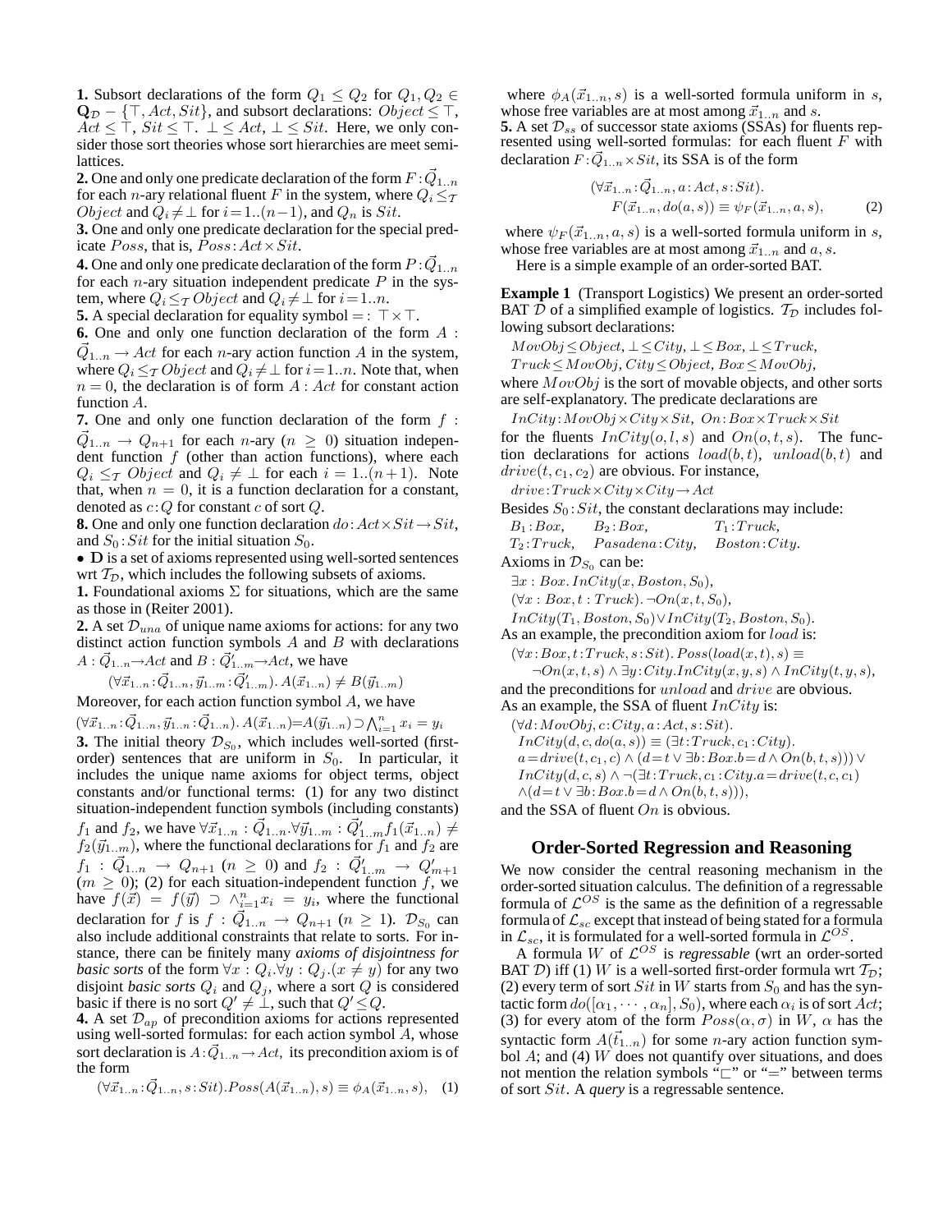**1.** Subsort declarations of the form $Q_1 \leq Q_2$ for $Q_1, Q_2 \in \mathbf{Q}_\mathcal{D} - \{\top, Act, Sit\}$, and subsort declarations: $Object \leq \top$, $Act \leq \top$, $Sit \leq \top$. $\bot \leq Act$, $\bot \leq Sit$. Here, we only consider those sort theories whose sort hierarchies are meet semilattices.

**2.** One and only one predicate declaration of the form $F : \vec{Q}_{1..n}$ for each $n$-ary relational fluent $F$ in the system, where $Q_i \leq_\mathcal{T} Object$ and $Q_i \neq \bot$ for $i = 1..(n-1)$, and $Q_n$ is $Sit$.

**3.** One and only one predicate declaration for the special predicate $Poss$, that is, $Poss : Act \times Sit$.

**4.** One and only one predicate declaration of the form $P : \vec{Q}_{1..n}$ for each $n$-ary situation independent predicate $P$ in the system, where $Q_i \leq_\mathcal{T} Object$ and $Q_i \neq \bot$ for $i = 1..n$.

**5.** A special declaration for equality symbol $= : \top \times \top$.

**6.** One and only one function declaration of the form $A : \vec{Q}_{1..n} \rightarrow Act$ for each $n$-ary action function $A$ in the system, where $Q_i \leq_\mathcal{T} Object$ and $Q_i \neq \bot$ for $i = 1..n$. Note that, when $n = 0$, the declaration is of form $A : Act$ for constant action function $A$.

**7.** One and only one function declaration of the form $f : \vec{Q}_{1..n} \rightarrow Q_{n+1}$ for each $n$-ary ($n \geq 0$) situation independent function $f$ (other than action functions), where each $Q_i \leq_\mathcal{T} Object$ and $Q_i \neq \bot$ for each $i = 1..(n+1)$. Note that, when $n = 0$, it is a function declaration for a constant, denoted as $c : Q$ for constant $c$ of sort $Q$.

**8.** One and only one function declaration $do : Act \times Sit \rightarrow Sit$, and $S_0 : Sit$ for the initial situation $S_0$.

• $\mathbf{D}$ is a set of axioms represented using well-sorted sentences wrt $\mathcal{T}_\mathcal{D}$, which includes the following subsets of axioms.

**1.** Foundational axioms $\Sigma$ for situations, which are the same as those in (Reiter 2001).

**2.** A set $\mathcal{D}_{una}$ of unique name axioms for actions: for any two distinct action function symbols $A$ and $B$ with declarations $A : \vec{Q}_{1..n} \rightarrow Act$ and $B : \vec{Q}'_{1..m} \rightarrow Act$, we have

$$(\forall \vec{x}_{1..n} : \vec{Q}_{1..n}, \vec{y}_{1..m} : \vec{Q}'_{1..m}).\, A(\vec{x}_{1..n}) \neq B(\vec{y}_{1..m})$$

Moreover, for each action function symbol $A$, we have

$$(\forall \vec{x}_{1..n} : \vec{Q}_{1..n}, \vec{y}_{1..n} : \vec{Q}_{1..n}).\, A(\vec{x}_{1..n}) = A(\vec{y}_{1..n}) \supset \textstyle\bigwedge_{i=1}^{n} x_i = y_i$$

**3.** The initial theory $\mathcal{D}_{S_0}$, which includes well-sorted (first-order) sentences that are uniform in $S_0$. In particular, it includes the unique name axioms for object terms, object constants and/or functional terms: (1) for any two distinct situation-independent function symbols (including constants) $f_1$ and $f_2$, we have $\forall \vec{x}_{1..n} : \vec{Q}_{1..n}.\forall \vec{y}_{1..m} : \vec{Q}'_{1..m} f_1(\vec{x}_{1..n}) \neq f_2(\vec{y}_{1..m})$, where the functional declarations for $f_1$ and $f_2$ are $f_1 : \vec{Q}_{1..n} \rightarrow Q_{n+1}$ ($n \geq 0$) and $f_2 : \vec{Q}'_{1..m} \rightarrow Q'_{m+1}$ ($m \geq 0$); (2) for each situation-independent function $f$, we have $f(\vec{x}) = f(\vec{y}) \supset \wedge_{i=1}^{n} x_i = y_i$, where the functional declaration for $f$ is $f : \vec{Q}_{1..n} \rightarrow Q_{n+1}$ ($n \geq 1$). $\mathcal{D}_{S_0}$ can also include additional constraints that relate to sorts. For instance, there can be finitely many *axioms of disjointness for basic sorts* of the form $\forall x : Q_i.\forall y : Q_j.(x \neq y)$ for any two disjoint *basic sorts* $Q_i$ and $Q_j$, where a sort $Q$ is considered basic if there is no sort $Q' \neq \bot$, such that $Q' \leq Q$.

**4.** A set $\mathcal{D}_{ap}$ of precondition axioms for actions represented using well-sorted formulas: for each action symbol $A$, whose sort declaration is $A : \vec{Q}_{1..n} \rightarrow Act$, its precondition axiom is of the form

$$(\forall \vec{x}_{1..n} : \vec{Q}_{1..n}, s : Sit).Poss(A(\vec{x}_{1..n}), s) \equiv \phi_A(\vec{x}_{1..n}, s), \quad (1)$$

where $\phi_A(\vec{x}_{1..n}, s)$ is a well-sorted formula uniform in $s$, whose free variables are at most among $\vec{x}_{1..n}$ and $s$.

**5.** A set $\mathcal{D}_{ss}$ of successor state axioms (SSAs) for fluents represented using well-sorted formulas: for each fluent $F$ with declaration $F : \vec{Q}_{1..n} \times Sit$, its SSA is of the form

$$\begin{aligned}(\forall \vec{x}_{1..n} : \vec{Q}_{1..n}, a : Act, s : Sit).\\ F(\vec{x}_{1..n}, do(a, s)) \equiv \psi_F(\vec{x}_{1..n}, a, s),\end{aligned} \quad (2)$$

where $\psi_F(\vec{x}_{1..n}, a, s)$ is a well-sorted formula uniform in $s$, whose free variables are at most among $\vec{x}_{1..n}$ and $a, s$.

Here is a simple example of an order-sorted BAT.

**Example 1** (Transport Logistics) We present an order-sorted BAT $\mathcal{D}$ of a simplified example of logistics. $\mathcal{T}_\mathcal{D}$ includes following subsort declarations:

$MovObj \leq Object, \bot \leq City, \bot \leq Box, \bot \leq Truck,$
$Truck \leq MovObj, City \leq Object, Box \leq MovObj,$

where $MovObj$ is the sort of movable objects, and other sorts are self-explanatory. The predicate declarations are

$InCity : MovObj \times City \times Sit,\ On : Box \times Truck \times Sit$

for the fluents $InCity(o, l, s)$ and $On(o, t, s)$. The function declarations for actions $load(b, t)$, $unload(b, t)$ and $drive(t, c_1, c_2)$ are obvious. For instance,

$drive : Truck \times City \times City \rightarrow Act$

Besides $S_0 : Sit$, the constant declarations may include:

$B_1 : Box, \quad B_2 : Box, \quad T_1 : Truck,$
$T_2 : Truck, \quad Pasadena : City, \quad Boston : City.$

Axioms in $\mathcal{D}_{S_0}$ can be:

$\exists x : Box.\, InCity(x, Boston, S_0),$
$(\forall x : Box, t : Truck).\, \neg On(x, t, S_0),$
$InCity(T_1, Boston, S_0) \vee InCity(T_2, Boston, S_0).$

As an example, the precondition axiom for $load$ is:

$(\forall x : Box, t : Truck, s : Sit).\, Poss(load(x, t), s) \equiv$
$\quad \neg On(x, t, s) \wedge \exists y : City.InCity(x, y, s) \wedge InCity(t, y, s),$

and the preconditions for $unload$ and $drive$ are obvious.
As an example, the SSA of fluent $InCity$ is:

$(\forall d : MovObj, c : City, a : Act, s : Sit).$
$InCity(d, c, do(a, s)) \equiv (\exists t : Truck, c_1 : City).$
$a = drive(t, c_1, c) \wedge (d = t \vee \exists b : Box.b = d \wedge On(b, t, s))) \vee$
$InCity(d, c, s) \wedge \neg(\exists t : Truck, c_1 : City.a = drive(t, c, c_1)$
$\wedge (d = t \vee \exists b : Box.b = d \wedge On(b, t, s))),$

and the SSA of fluent $On$ is obvious.

## Order-Sorted Regression and Reasoning

We now consider the central reasoning mechanism in the order-sorted situation calculus. The definition of a regressable formula of $\mathcal{L}^{OS}$ is the same as the definition of a regressable formula of $\mathcal{L}_{sc}$ except that instead of being stated for a formula in $\mathcal{L}_{sc}$, it is formulated for a well-sorted formula in $\mathcal{L}^{OS}$.

A formula $W$ of $\mathcal{L}^{OS}$ is *regressable* (wrt an order-sorted BAT $\mathcal{D}$) iff (1) $W$ is a well-sorted first-order formula wrt $\mathcal{T}_\mathcal{D}$; (2) every term of sort $Sit$ in $W$ starts from $S_0$ and has the syntactic form $do([\alpha_1, \cdots, \alpha_n], S_0)$, where each $\alpha_i$ is of sort $Act$; (3) for every atom of the form $Poss(\alpha, \sigma)$ in $W$, $\alpha$ has the syntactic form $A(\vec{t}_{1..n})$ for some $n$-ary action function symbol $A$; and (4) $W$ does not quantify over situations, and does not mention the relation symbols "$\sqsubset$" or "$=$" between terms of sort $Sit$. A *query* is a regressable sentence.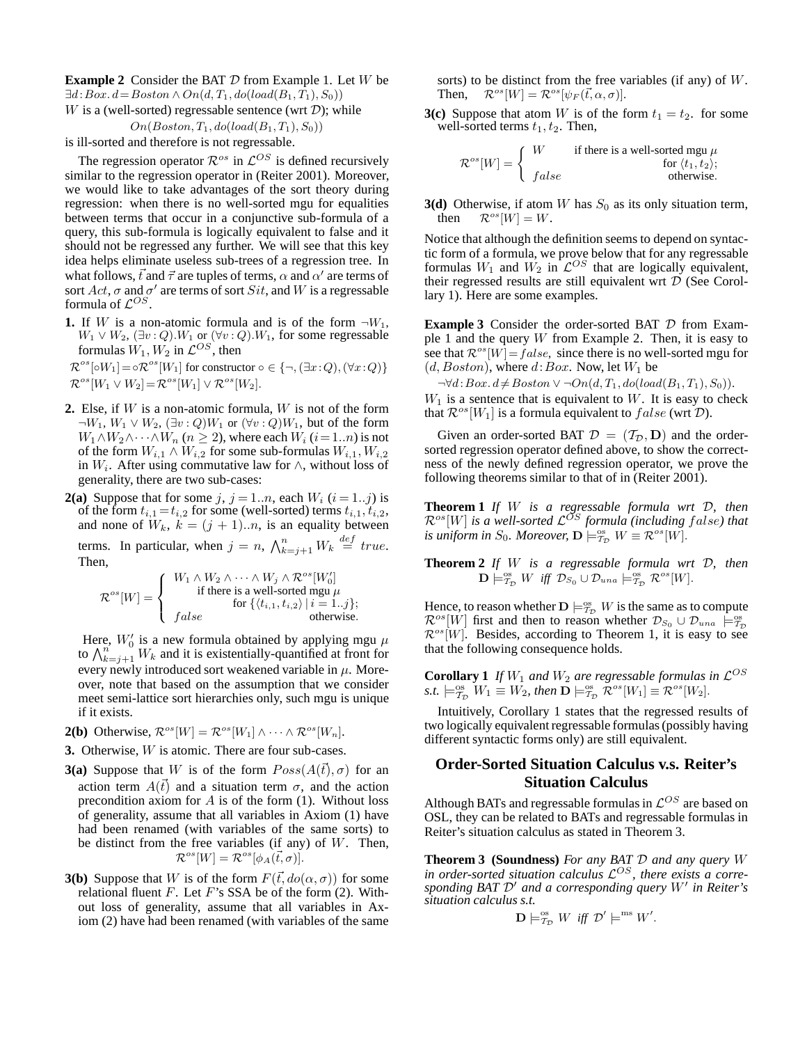**Example 2** Consider the BAT $\mathcal{D}$ from Example 1. Let $W$ be $\exists d\!:\!Box.\, d\!=\!Boston \wedge On(d, T_1, do(load(B_1, T_1), S_0))$

$W$ is a (well-sorted) regressable sentence (wrt $\mathcal{D}$); while

$$On(Boston, T_1, do(load(B_1, T_1), S_0))$$

is ill-sorted and therefore is not regressable.

The regression operator $\mathcal{R}^{os}$ in $\mathcal{L}^{OS}$ is defined recursively similar to the regression operator in (Reiter 2001). Moreover, we would like to take advantages of the sort theory during regression: when there is no well-sorted mgu for equalities between terms that occur in a conjunctive sub-formula of a query, this sub-formula is logically equivalent to false and it should not be regressed any further. We will see that this key idea helps eliminate useless sub-trees of a regression tree. In what follows, $\vec{t}$ and $\vec{\tau}$ are tuples of terms, $\alpha$ and $\alpha'$ are terms of sort $Act$, $\sigma$ and $\sigma'$ are terms of sort $Sit$, and $W$ is a regressable formula of $\mathcal{L}^{OS}$.

**1.** If $W$ is a non-atomic formula and is of the form $\neg W_1$, $W_1 \vee W_2$, $(\exists v\!:\!Q).W_1$ or $(\forall v\!:\!Q).W_1$, for some regressable formulas $W_1, W_2$ in $\mathcal{L}^{OS}$, then

$\mathcal{R}^{os}[\circ W_1] = \circ\mathcal{R}^{os}[W_1]$ for constructor $\circ \in \{\neg, (\exists x\!:\!Q), (\forall x\!:\!Q)\}$

$\mathcal{R}^{os}[W_1 \vee W_2] = \mathcal{R}^{os}[W_1] \vee \mathcal{R}^{os}[W_2]$.

**2.** Else, if $W$ is a non-atomic formula, $W$ is not of the form $\neg W_1$, $W_1 \vee W_2$, $(\exists v\!:\!Q)W_1$ or $(\forall v\!:\!Q)W_1$, but of the form $W_1 \wedge W_2 \wedge \cdots \wedge W_n$ ($n \geq 2$), where each $W_i$ ($i\!=\!1..n$) is not of the form $W_{i,1} \wedge W_{i,2}$ for some sub-formulas $W_{i,1}, W_{i,2}$ in $W_i$. After using commutative law for $\wedge$, without loss of generality, there are two sub-cases:

**2(a)** Suppose that for some $j$, $j = 1..n$, each $W_i$ ($i = 1..j$) is of the form $t_{i,1}\!=\!t_{i,2}$ for some (well-sorted) terms $t_{i,1}, t_{i,2}$, and none of $W_k$, $k = (j+1)..n$, is an equality between terms. In particular, when $j = n$, $\bigwedge_{k=j+1}^{n} W_k \stackrel{def}{=} true$. Then,

$$\mathcal{R}^{os}[W] = \begin{cases} W_1 \wedge W_2 \wedge \cdots \wedge W_j \wedge \mathcal{R}^{os}[W_0'] \\ \qquad \text{if there is a well-sorted mgu } \mu \\ \qquad\qquad \text{for } \{\langle t_{i,1}, t_{i,2}\rangle \mid i = 1..j\}; \\ false \qquad\qquad\qquad \text{otherwise.} \end{cases}$$

Here, $W_0'$ is a new formula obtained by applying mgu $\mu$ to $\bigwedge_{k=j+1}^{n} W_k$ and it is existentially-quantified at front for every newly introduced sort weakened variable in $\mu$. Moreover, note that based on the assumption that we consider meet semi-lattice sort hierarchies only, such mgu is unique if it exists.

**2(b)** Otherwise, $\mathcal{R}^{os}[W] = \mathcal{R}^{os}[W_1] \wedge \cdots \wedge \mathcal{R}^{os}[W_n]$.

**3.** Otherwise, $W$ is atomic. There are four sub-cases.

**3(a)** Suppose that $W$ is of the form $Poss(A(\vec{t}), \sigma)$ for an action term $A(\vec{t})$ and a situation term $\sigma$, and the action precondition axiom for $A$ is of the form (1). Without loss of generality, assume that all variables in Axiom (1) have had been renamed (with variables of the same sorts) to be distinct from the free variables (if any) of $W$. Then,

$$\mathcal{R}^{os}[W] = \mathcal{R}^{os}[\phi_A(\vec{t}, \sigma)].$$

**3(b)** Suppose that $W$ is of the form $F(\vec{t}, do(\alpha, \sigma))$ for some relational fluent $F$. Let $F$'s SSA be of the form (2). Without loss of generality, assume that all variables in Axiom (2) have had been renamed (with variables of the same sorts) to be distinct from the free variables (if any) of $W$. Then, $\quad \mathcal{R}^{os}[W] = \mathcal{R}^{os}[\psi_F(\vec{t}, \alpha, \sigma)]$.

**3(c)** Suppose that atom $W$ is of the form $t_1 = t_2$. for some well-sorted terms $t_1, t_2$. Then,

$$\mathcal{R}^{os}[W] = \begin{cases} W & \text{if there is a well-sorted mgu } \mu \\ & \qquad \text{for } \langle t_1, t_2\rangle; \\ false & \qquad \text{otherwise.} \end{cases}$$

**3(d)** Otherwise, if atom $W$ has $S_0$ as its only situation term, then $\quad \mathcal{R}^{os}[W] = W$.

Notice that although the definition seems to depend on syntactic form of a formula, we prove below that for any regressable formulas $W_1$ and $W_2$ in $\mathcal{L}^{OS}$ that are logically equivalent, their regressed results are still equivalent wrt $\mathcal{D}$ (See Corollary 1). Here are some examples.

**Example 3** Consider the order-sorted BAT $\mathcal{D}$ from Example 1 and the query $W$ from Example 2. Then, it is easy to see that $\mathcal{R}^{os}[W] = false$, since there is no well-sorted mgu for $(d, Boston)$, where $d\!:\!Box$. Now, let $W_1$ be

$\neg\forall d\!:\!Box.\, d \neq Boston \vee \neg On(d, T_1, do(load(B_1, T_1), S_0))$.

$W_1$ is a sentence that is equivalent to $W$. It is easy to check that $\mathcal{R}^{os}[W_1]$ is a formula equivalent to $false$ (wrt $\mathcal{D}$).

Given an order-sorted BAT $\mathcal{D} = (\mathcal{T}_\mathcal{D}, \mathbf{D})$ and the order-sorted regression operator defined above, to show the correctness of the newly defined regression operator, we prove the following theorems similar to that of in (Reiter 2001).

**Theorem 1** *If $W$ is a regressable formula wrt $\mathcal{D}$, then $\mathcal{R}^{os}[W]$ is a well-sorted $\mathcal{L}^{OS}$ formula (including $false$) that is uniform in $S_0$. Moreover, $\mathbf{D} \models^{os}_{\mathcal{T}_\mathcal{D}} W \equiv \mathcal{R}^{os}[W]$.*

**Theorem 2** *If $W$ is a regressable formula wrt $\mathcal{D}$, then $\mathbf{D} \models^{os}_{\mathcal{T}_\mathcal{D}} W$ iff $\mathcal{D}_{S_0} \cup \mathcal{D}_{una} \models^{os}_{\mathcal{T}_\mathcal{D}} \mathcal{R}^{os}[W]$.*

Hence, to reason whether $\mathbf{D} \models^{os}_{\mathcal{T}_\mathcal{D}} W$ is the same as to compute $\mathcal{R}^{os}[W]$ first and then to reason whether $\mathcal{D}_{S_0} \cup \mathcal{D}_{una} \models^{os}_{\mathcal{T}_\mathcal{D}} \mathcal{R}^{os}[W]$. Besides, according to Theorem 1, it is easy to see that the following consequence holds.

**Corollary 1** *If $W_1$ and $W_2$ are regressable formulas in $\mathcal{L}^{OS}$ s.t. $\models^{os}_{\mathcal{T}_\mathcal{D}} W_1 \equiv W_2$, then $\mathbf{D} \models^{os}_{\mathcal{T}_\mathcal{D}} \mathcal{R}^{os}[W_1] \equiv \mathcal{R}^{os}[W_2]$.*

Intuitively, Corollary 1 states that the regressed results of two logically equivalent regressable formulas (possibly having different syntactic forms only) are still equivalent.

## Order-Sorted Situation Calculus v.s. Reiter's Situation Calculus

Although BATs and regressable formulas in $\mathcal{L}^{OS}$ are based on OSL, they can be related to BATs and regressable formulas in Reiter's situation calculus as stated in Theorem 3.

**Theorem 3 (Soundness)** *For any BAT $\mathcal{D}$ and any query $W$ in order-sorted situation calculus $\mathcal{L}^{OS}$, there exists a corresponding BAT $\mathcal{D}'$ and a corresponding query $W'$ in Reiter's situation calculus s.t.*

$$\mathbf{D} \models^{os}_{\mathcal{T}_\mathcal{D}} W \text{ iff } \mathcal{D}' \models^{ms} W'.$$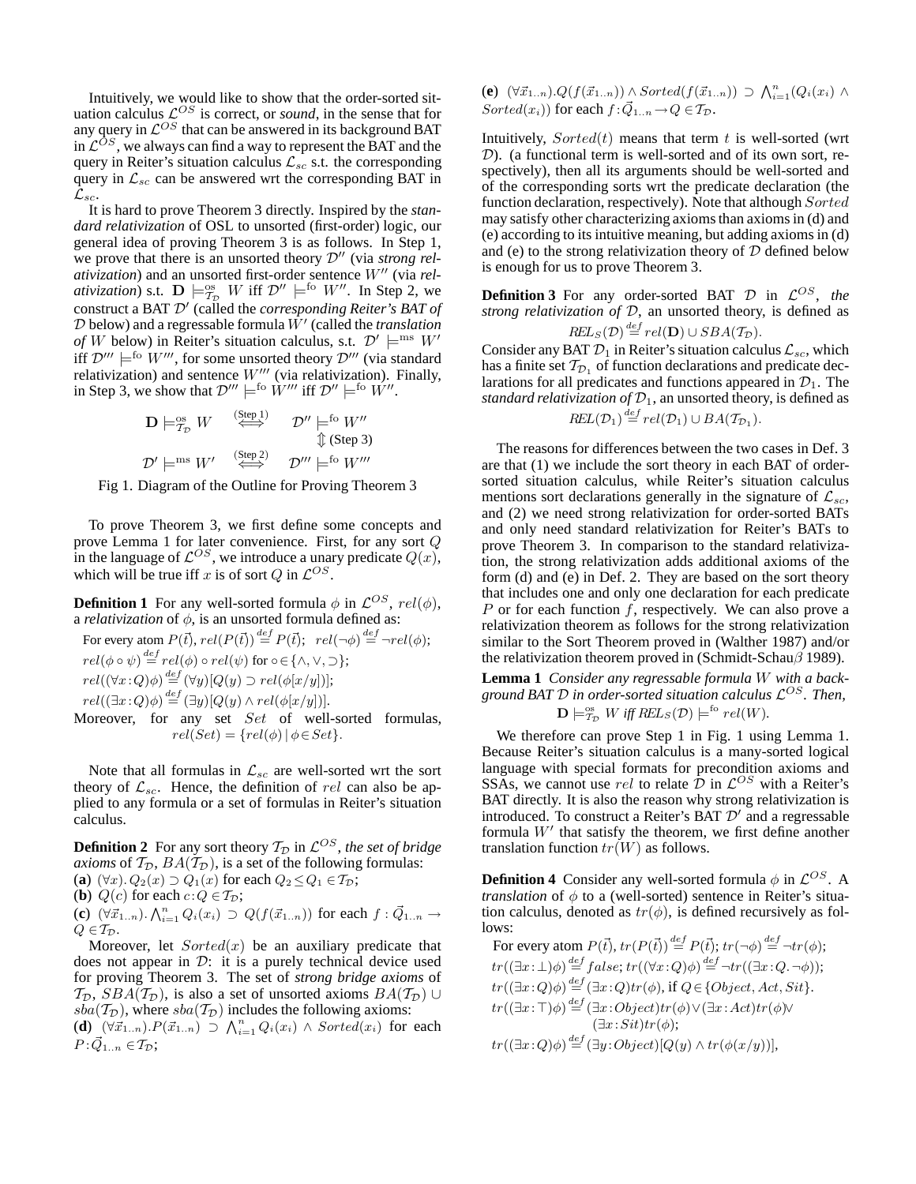Intuitively, we would like to show that the order-sorted situation calculus $\mathcal{L}^{OS}$ is correct, or *sound*, in the sense that for any query in $\mathcal{L}^{OS}$ that can be answered in its background BAT in $\mathcal{L}^{OS}$, we always can find a way to represent the BAT and the query in Reiter's situation calculus $\mathcal{L}_{sc}$ s.t. the corresponding query in $\mathcal{L}_{sc}$ can be answered wrt the corresponding BAT in $\mathcal{L}_{sc}$.

It is hard to prove Theorem 3 directly. Inspired by the *standard relativization* of OSL to unsorted (first-order) logic, our general idea of proving Theorem 3 is as follows. In Step 1, we prove that there is an unsorted theory $\mathcal{D}''$ (via *strong relativization*) and an unsorted first-order sentence $W''$ (via *relativization*) s.t. $\mathbf{D} \models^{\text{os}}_{\mathcal{T}_\mathcal{D}} W$ iff $\mathcal{D}'' \models^{\text{fo}} W''$. In Step 2, we construct a BAT $\mathcal{D}'$ (called the *corresponding Reiter's BAT of* $\mathcal{D}$ below) and a regressable formula $W'$ (called the *translation of* $W$ below) in Reiter's situation calculus, s.t. $\mathcal{D}' \models^{\text{ms}} W'$ iff $\mathcal{D}''' \models^{\text{fo}} W'''$, for some unsorted theory $\mathcal{D}'''$ (via standard relativization) and sentence $W'''$ (via relativization). Finally, in Step 3, we show that $\mathcal{D}''' \models^{\text{fo}} W'''$ iff $\mathcal{D}'' \models^{\text{fo}} W''$.

$$
\begin{array}{ccc}
\mathbf{D} \models^{\text{os}}_{\mathcal{T}_\mathcal{D}} W & \overset{\text{(Step 1)}}{\Longleftrightarrow} & \mathcal{D}'' \models^{\text{fo}} W'' \\
 & & \Updownarrow \text{(Step 3)} \\
\mathcal{D}' \models^{\text{ms}} W' & \overset{\text{(Step 2)}}{\Longleftrightarrow} & \mathcal{D}''' \models^{\text{fo}} W'''
\end{array}
$$

Fig 1. Diagram of the Outline for Proving Theorem 3

To prove Theorem 3, we first define some concepts and prove Lemma 1 for later convenience. First, for any sort $Q$ in the language of $\mathcal{L}^{OS}$, we introduce a unary predicate $Q(x)$, which will be true iff $x$ is of sort $Q$ in $\mathcal{L}^{OS}$.

**Definition 1** For any well-sorted formula $\phi$ in $\mathcal{L}^{OS}$, $rel(\phi)$, a *relativization* of $\phi$, is an unsorted formula defined as:

For every atom $P(\vec{t})$, $rel(P(\vec{t})) \overset{def}{=} P(\vec{t})$; $rel(\neg\phi) \overset{def}{=} \neg rel(\phi)$;
$rel(\phi \circ \psi) \overset{def}{=} rel(\phi) \circ rel(\psi)$ for $\circ \in \{\wedge, \vee, \supset\}$;
$rel((\forall x\!:\!Q)\phi) \overset{def}{=} (\forall y)[Q(y) \supset rel(\phi[x/y])]$;
$rel((\exists x\!:\!Q)\phi) \overset{def}{=} (\exists y)[Q(y) \wedge rel(\phi[x/y])]$.

Moreover, for any set $Set$ of well-sorted formulas,
$$rel(Set) = \{rel(\phi) \mid \phi \in Set\}.$$

Note that all formulas in $\mathcal{L}_{sc}$ are well-sorted wrt the sort theory of $\mathcal{L}_{sc}$. Hence, the definition of $rel$ can also be applied to any formula or a set of formulas in Reiter's situation calculus.

**Definition 2** For any sort theory $\mathcal{T}_\mathcal{D}$ in $\mathcal{L}^{OS}$, *the set of bridge axioms* of $\mathcal{T}_\mathcal{D}$, $BA(\mathcal{T}_\mathcal{D})$, is a set of the following formulas:

**(a)** $(\forall x).\, Q_2(x) \supset Q_1(x)$ for each $Q_2 \leq Q_1 \in \mathcal{T}_\mathcal{D}$;
**(b)** $Q(c)$ for each $c\!:\!Q \in \mathcal{T}_\mathcal{D}$;
**(c)** $(\forall \vec{x}_{1..n}).\, \bigwedge_{i=1}^{n} Q_i(x_i) \supset Q(f(\vec{x}_{1..n}))$ for each $f : \vec{Q}_{1..n} \rightarrow Q \in \mathcal{T}_\mathcal{D}$.

Moreover, let $Sorted(x)$ be an auxiliary predicate that does not appear in $\mathcal{D}$: it is a purely technical device used for proving Theorem 3. The set of *strong bridge axioms* of $\mathcal{T}_\mathcal{D}$, $SBA(\mathcal{T}_\mathcal{D})$, is also a set of unsorted axioms $BA(\mathcal{T}_\mathcal{D}) \cup sba(\mathcal{T}_\mathcal{D})$, where $sba(\mathcal{T}_\mathcal{D})$ includes the following axioms:

**(d)** $(\forall \vec{x}_{1..n}).P(\vec{x}_{1..n}) \supset \bigwedge_{i=1}^{n} Q_i(x_i) \wedge Sorted(x_i)$ for each $P\!:\!\vec{Q}_{1..n} \in \mathcal{T}_\mathcal{D}$;
**(e)** $(\forall \vec{x}_{1..n}).Q(f(\vec{x}_{1..n})) \wedge Sorted(f(\vec{x}_{1..n})) \supset \bigwedge_{i=1}^{n}(Q_i(x_i) \wedge Sorted(x_i))$ for each $f\!:\!\vec{Q}_{1..n} \rightarrow Q \in \mathcal{T}_\mathcal{D}$.

Intuitively, $Sorted(t)$ means that term $t$ is well-sorted (wrt $\mathcal{D}$). (a functional term is well-sorted and of its own sort, respectively), then all its arguments should be well-sorted and of the corresponding sorts wrt the predicate declaration (the function declaration, respectively). Note that although $Sorted$ may satisfy other characterizing axioms than axioms in (d) and (e) according to its intuitive meaning, but adding axioms in (d) and (e) to the strong relativization theory of $\mathcal{D}$ defined below is enough for us to prove Theorem 3.

**Definition 3** For any order-sorted BAT $\mathcal{D}$ in $\mathcal{L}^{OS}$, *the strong relativization of* $\mathcal{D}$, an unsorted theory, is defined as
$$REL_S(\mathcal{D}) \overset{def}{=} rel(\mathbf{D}) \cup SBA(\mathcal{T}_\mathcal{D}).$$
Consider any BAT $\mathcal{D}_1$ in Reiter's situation calculus $\mathcal{L}_{sc}$, which has a finite set $\mathcal{T}_{\mathcal{D}_1}$ of function declarations and predicate declarations for all predicates and functions appeared in $\mathcal{D}_1$. The *standard relativization of* $\mathcal{D}_1$, an unsorted theory, is defined as
$$REL(\mathcal{D}_1) \overset{def}{=} rel(\mathcal{D}_1) \cup BA(\mathcal{T}_{\mathcal{D}_1}).$$

The reasons for differences between the two cases in Def. 3 are that (1) we include the sort theory in each BAT of order-sorted situation calculus, while Reiter's situation calculus mentions sort declarations generally in the signature of $\mathcal{L}_{sc}$, and (2) we need strong relativization for order-sorted BATs and only need standard relativization for Reiter's BATs to prove Theorem 3. In comparison to the standard relativization, the strong relativization adds additional axioms of the form (d) and (e) in Def. 2. They are based on the sort theory that includes one and only one declaration for each predicate $P$ or for each function $f$, respectively. We can also prove a relativization theorem as follows for the strong relativization similar to the Sort Theorem proved in (Walther 1987) and/or the relativization theorem proved in (Schmidt-Schau$\beta$ 1989).

**Lemma 1** *Consider any regressable formula $W$ with a background BAT $\mathcal{D}$ in order-sorted situation calculus $\mathcal{L}^{OS}$. Then,*
$$\mathbf{D} \models^{\text{os}}_{\mathcal{T}_\mathcal{D}} W \textit{ iff } REL_S(\mathcal{D}) \models^{\text{fo}} rel(W).$$

We therefore can prove Step 1 in Fig. 1 using Lemma 1. Because Reiter's situation calculus is a many-sorted logical language with special formats for precondition axioms and SSAs, we cannot use $rel$ to relate $\mathcal{D}$ in $\mathcal{L}^{OS}$ with a Reiter's BAT directly. It is also the reason why strong relativization is introduced. To construct a Reiter's BAT $\mathcal{D}'$ and a regressable formula $W'$ that satisfy the theorem, we first define another translation function $tr(W)$ as follows.

**Definition 4** Consider any well-sorted formula $\phi$ in $\mathcal{L}^{OS}$. A *translation* of $\phi$ to a (well-sorted) sentence in Reiter's situation calculus, denoted as $tr(\phi)$, is defined recursively as follows:

For every atom $P(\vec{t})$, $tr(P(\vec{t})) \overset{def}{=} P(\vec{t})$; $tr(\neg\phi) \overset{def}{=} \neg tr(\phi)$;
$tr((\exists x\!:\!\bot)\phi) \overset{def}{=} false$; $tr((\forall x\!:\!Q)\phi) \overset{def}{=} \neg tr((\exists x\!:\!Q.\, \neg\phi))$;
$tr((\exists x\!:\!Q)\phi) \overset{def}{=} (\exists x\!:\!Q) tr(\phi)$, if $Q \in \{Object, Act, Sit\}$.
$tr((\exists x\!:\!\top)\phi) \overset{def}{=} (\exists x\!:\!Object) tr(\phi) \vee (\exists x\!:\!Act) tr(\phi) \vee (\exists x\!:\!Sit) tr(\phi)$;
$tr((\exists x\!:\!Q)\phi) \overset{def}{=} (\exists y\!:\!Object)[Q(y) \wedge tr(\phi(x/y))]$,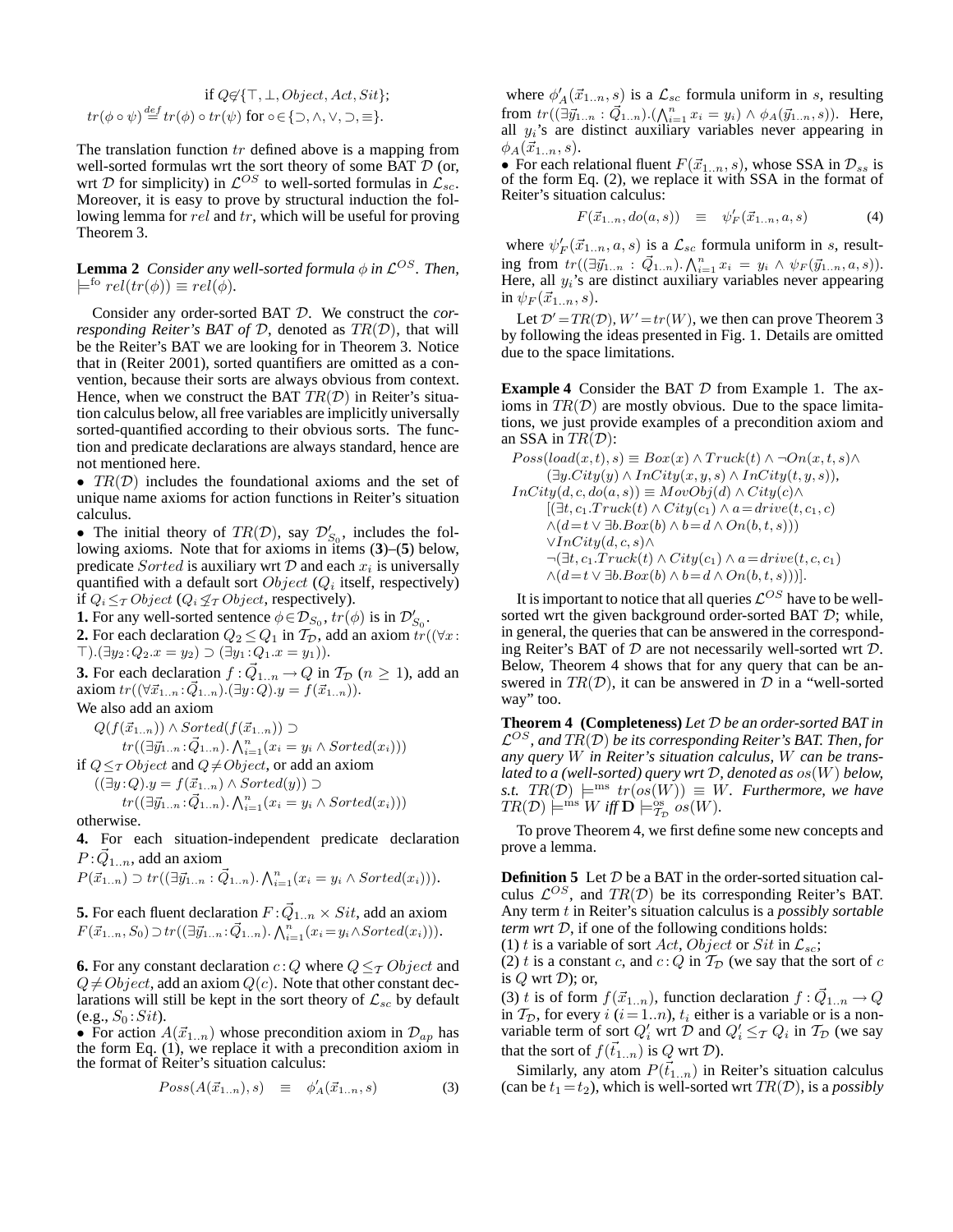if $Q \not\in \{\top, \bot, Object, Act, Sit\}$;

$tr(\phi \circ \psi) \stackrel{def}{=} tr(\phi) \circ tr(\psi)$ for $\circ \in \{\supset, \wedge, \vee, \supset, \equiv\}$.

The translation function $tr$ defined above is a mapping from well-sorted formulas wrt the sort theory of some BAT $\mathcal{D}$ (or, wrt $\mathcal{D}$ for simplicity) in $\mathcal{L}^{OS}$ to well-sorted formulas in $\mathcal{L}_{sc}$. Moreover, it is easy to prove by structural induction the following lemma for $rel$ and $tr$, which will be useful for proving Theorem 3.

**Lemma 2** *Consider any well-sorted formula $\phi$ in $\mathcal{L}^{OS}$. Then, $\models^{\text{fo}} rel(tr(\phi)) \equiv rel(\phi)$.*

Consider any order-sorted BAT $\mathcal{D}$. We construct the *corresponding Reiter's BAT of* $\mathcal{D}$, denoted as $TR(\mathcal{D})$, that will be the Reiter's BAT we are looking for in Theorem 3. Notice that in (Reiter 2001), sorted quantifiers are omitted as a convention, because their sorts are always obvious from context. Hence, when we construct the BAT $TR(\mathcal{D})$ in Reiter's situation calculus below, all free variables are implicitly universally sorted-quantified according to their obvious sorts. The function and predicate declarations are always standard, hence are not mentioned here.

- $TR(\mathcal{D})$ includes the foundational axioms and the set of unique name axioms for action functions in Reiter's situation calculus.
- The initial theory of $TR(\mathcal{D})$, say $\mathcal{D}'_{S_0}$, includes the following axioms. Note that for axioms in items **(3)**–**(5)** below, predicate $Sorted$ is auxiliary wrt $\mathcal{D}$ and each $x_i$ is universally quantified with a default sort $Object$ ($Q_i$ itself, respectively) if $Q_i \leq_{\mathcal{T}} Object$ ($Q_i \not\leq_{\mathcal{T}} Object$, respectively).

**1.** For any well-sorted sentence $\phi \in \mathcal{D}_{S_0}$, $tr(\phi)$ is in $\mathcal{D}'_{S_0}$.

**2.** For each declaration $Q_2 \leq Q_1$ in $\mathcal{T}_{\mathcal{D}}$, add an axiom $tr((\forall x : \top).(\exists y_2 : Q_2.x = y_2) \supset (\exists y_1 : Q_1.x = y_1))$.

**3.** For each declaration $f : \vec{Q}_{1..n} \rightarrow Q$ in $\mathcal{T}_{\mathcal{D}}$ ($n \geq 1$), add an axiom $tr((\forall \vec{x}_{1..n} : \vec{Q}_{1..n}).(\exists y : Q).y = f(\vec{x}_{1..n}))$.
We also add an axiom

$$Q(f(\vec{x}_{1..n})) \wedge Sorted(f(\vec{x}_{1..n})) \supset tr((\exists \vec{y}_{1..n} : \vec{Q}_{1..n}). \textstyle\bigwedge_{i=1}^{n}(x_i = y_i \wedge Sorted(x_i)))$$

if $Q \leq_{\mathcal{T}} Object$ and $Q \neq Object$, or add an axiom

$$((\exists y : Q).y = f(\vec{x}_{1..n}) \wedge Sorted(y)) \supset tr((\exists \vec{y}_{1..n} : \vec{Q}_{1..n}). \textstyle\bigwedge_{i=1}^{n}(x_i = y_i \wedge Sorted(x_i)))$$

otherwise.

**4.** For each situation-independent predicate declaration $P : \vec{Q}_{1..n}$, add an axiom
$P(\vec{x}_{1..n}) \supset tr((\exists \vec{y}_{1..n} : \vec{Q}_{1..n}). \bigwedge_{i=1}^{n}(x_i = y_i \wedge Sorted(x_i)))$.

**5.** For each fluent declaration $F : \vec{Q}_{1..n} \times Sit$, add an axiom $F(\vec{x}_{1..n}, S_0) \supset tr((\exists \vec{y}_{1..n} : \vec{Q}_{1..n}). \bigwedge_{i=1}^{n}(x_i = y_i \wedge Sorted(x_i)))$.

**6.** For any constant declaration $c : Q$ where $Q \leq_{\mathcal{T}} Object$ and $Q \neq Object$, add an axiom $Q(c)$. Note that other constant declarations will still be kept in the sort theory of $\mathcal{L}_{sc}$ by default (e.g., $S_0 : Sit$).

- For action $A(\vec{x}_{1..n})$ whose precondition axiom in $\mathcal{D}_{ap}$ has the form Eq. (1), we replace it with a precondition axiom in the format of Reiter's situation calculus:

$$Poss(A(\vec{x}_{1..n}), s) \quad \equiv \quad \phi'_A(\vec{x}_{1..n}, s) \tag{3}$$

where $\phi'_A(\vec{x}_{1..n}, s)$ is a $\mathcal{L}_{sc}$ formula uniform in $s$, resulting from $tr((\exists \vec{y}_{1..n} : \vec{Q}_{1..n}).(\bigwedge_{i=1}^{n} x_i = y_i) \wedge \phi_A(\vec{y}_{1..n}, s))$. Here, all $y_i$'s are distinct auxiliary variables never appearing in $\phi_A(\vec{x}_{1..n}, s)$.

- For each relational fluent $F(\vec{x}_{1..n}, s)$, whose SSA in $\mathcal{D}_{ss}$ is of the form Eq. (2), we replace it with SSA in the format of Reiter's situation calculus:

$$F(\vec{x}_{1..n}, do(a, s)) \quad \equiv \quad \psi'_F(\vec{x}_{1..n}, a, s) \tag{4}$$

where $\psi'_F(\vec{x}_{1..n}, a, s)$ is a $\mathcal{L}_{sc}$ formula uniform in $s$, resulting from $tr((\exists \vec{y}_{1..n} : \vec{Q}_{1..n}). \bigwedge_{i=1}^{n} x_i = y_i \wedge \psi_F(\vec{y}_{1..n}, a, s))$. Here, all $y_i$'s are distinct auxiliary variables never appearing in $\psi_F(\vec{x}_{1..n}, s)$.

Let $\mathcal{D}' = TR(\mathcal{D}), W' = tr(W)$, we then can prove Theorem 3 by following the ideas presented in Fig. 1. Details are omitted due to the space limitations.

**Example 4** Consider the BAT $\mathcal{D}$ from Example 1. The axioms in $TR(\mathcal{D})$ are mostly obvious. Due to the space limitations, we just provide examples of a precondition axiom and an SSA in $TR(\mathcal{D})$:

$$\begin{aligned}
&Poss(load(x,t), s) \equiv Box(x) \wedge Truck(t) \wedge \neg On(x,t,s) \wedge \\
&\quad (\exists y.City(y) \wedge InCity(x,y,s) \wedge InCity(t,y,s)), \\
&InCity(d,c,do(a,s)) \equiv MovObj(d) \wedge City(c) \wedge \\
&\quad [(\exists t, c_1.Truck(t) \wedge City(c_1) \wedge a = drive(t, c_1, c) \\
&\quad \wedge (d = t \vee \exists b.Box(b) \wedge b = d \wedge On(b,t,s))) \\
&\quad \vee InCity(d,c,s) \wedge \\
&\quad \neg(\exists t, c_1.Truck(t) \wedge City(c_1) \wedge a = drive(t, c, c_1) \\
&\quad \wedge (d = t \vee \exists b.Box(b) \wedge b = d \wedge On(b,t,s)))].
\end{aligned}$$

It is important to notice that all queries $\mathcal{L}^{OS}$ have to be well-sorted wrt the given background order-sorted BAT $\mathcal{D}$; while, in general, the queries that can be answered in the corresponding Reiter's BAT of $\mathcal{D}$ are not necessarily well-sorted wrt $\mathcal{D}$. Below, Theorem 4 shows that for any query that can be answered in $TR(\mathcal{D})$, it can be answered in $\mathcal{D}$ in a "well-sorted way" too.

**Theorem 4 (Completeness)** *Let $\mathcal{D}$ be an order-sorted BAT in $\mathcal{L}^{OS}$, and $TR(\mathcal{D})$ be its corresponding Reiter's BAT. Then, for any query $W$ in Reiter's situation calculus, $W$ can be translated to a (well-sorted) query wrt $\mathcal{D}$, denoted as $os(W)$ below, s.t. $TR(\mathcal{D}) \models^{\text{ms}} tr(os(W)) \equiv W$. Furthermore, we have $TR(\mathcal{D}) \models^{\text{ms}} W$ iff $\mathbf{D} \models^{\text{os}}_{\mathcal{T}_{\mathcal{D}}} os(W)$.*

To prove Theorem 4, we first define some new concepts and prove a lemma.

**Definition 5** Let $\mathcal{D}$ be a BAT in the order-sorted situation calculus $\mathcal{L}^{OS}$, and $TR(\mathcal{D})$ be its corresponding Reiter's BAT. Any term $t$ in Reiter's situation calculus is a *possibly sortable term wrt* $\mathcal{D}$, if one of the following conditions holds:
(1) $t$ is a variable of sort $Act$, $Object$ or $Sit$ in $\mathcal{L}_{sc}$;
(2) $t$ is a constant $c$, and $c : Q$ in $\mathcal{T}_{\mathcal{D}}$ (we say that the sort of $c$ is $Q$ wrt $\mathcal{D}$); or,
(3) $t$ is of form $f(\vec{x}_{1..n})$, function declaration $f : \vec{Q}_{1..n} \rightarrow Q$ in $\mathcal{T}_{\mathcal{D}}$, for every $i$ ($i = 1..n$), $t_i$ either is a variable or is a non-variable term of sort $Q'_i$ wrt $\mathcal{D}$ and $Q'_i \leq_{\mathcal{T}} Q_i$ in $\mathcal{T}_{\mathcal{D}}$ (we say that the sort of $f(\vec{t}_{1..n})$ is $Q$ wrt $\mathcal{D}$).

Similarly, any atom $P(\vec{t}_{1..n})$ in Reiter's situation calculus (can be $t_1 = t_2$), which is well-sorted wrt $TR(\mathcal{D})$, is a *possibly*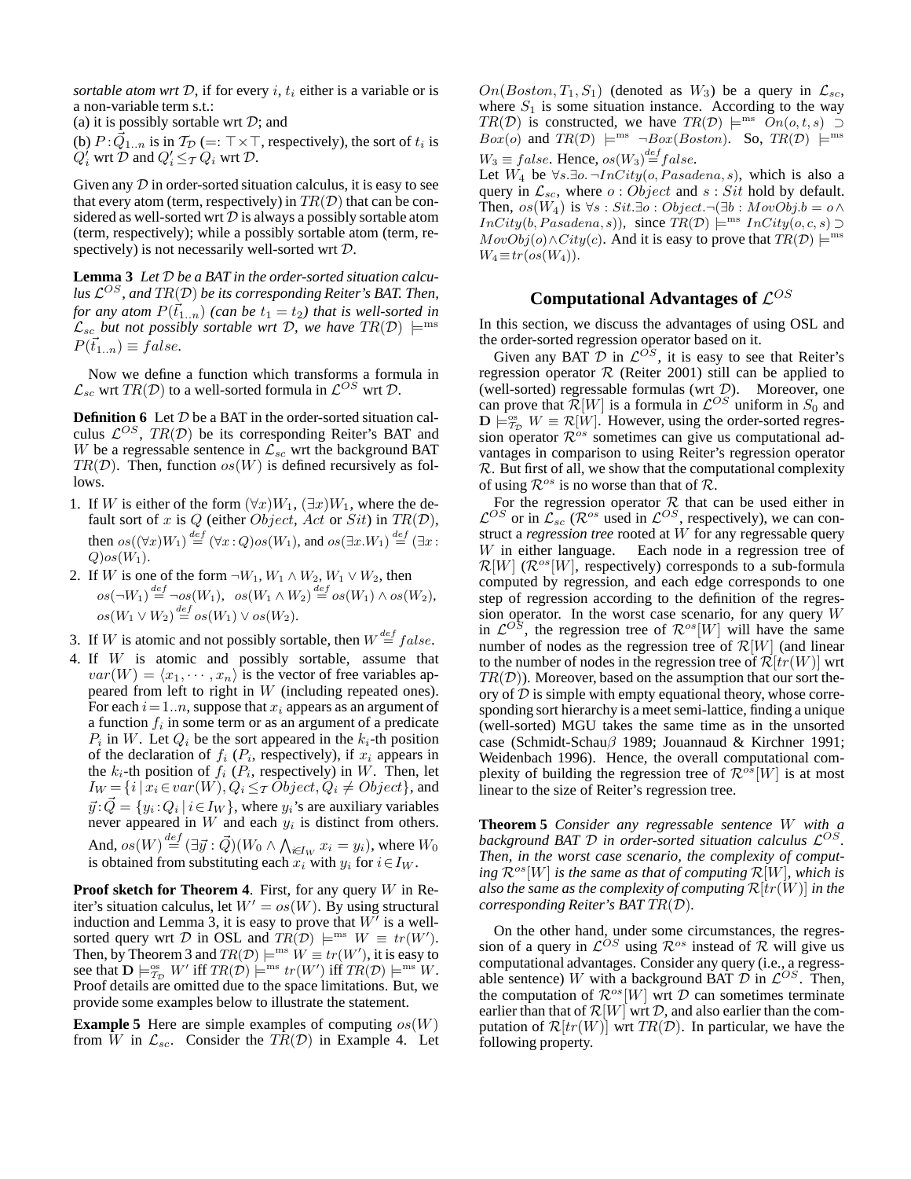*sortable atom wrt* $\mathcal{D}$, if for every $i$, $t_i$ either is a variable or is a non-variable term s.t.:

(a) it is possibly sortable wrt $\mathcal{D}$; and

(b) $P:\vec{Q}_{1..n}$ is in $\mathcal{T_D}$ ($=: \top\times\top$, respectively), the sort of $t_i$ is $Q_i'$ wrt $\mathcal{D}$ and $Q_i' \leq_{\mathcal{T}} Q_i$ wrt $\mathcal{D}$.

Given any $\mathcal{D}$ in order-sorted situation calculus, it is easy to see that every atom (term, respectively) in $TR(\mathcal{D})$ that can be considered as well-sorted wrt $\mathcal{D}$ is always a possibly sortable atom (term, respectively); while a possibly sortable atom (term, respectively) is not necessarily well-sorted wrt $\mathcal{D}$.

**Lemma 3** *Let $\mathcal{D}$ be a BAT in the order-sorted situation calculus $\mathcal{L}^{OS}$, and $TR(\mathcal{D})$ be its corresponding Reiter's BAT. Then, for any atom $P(\vec{t}_{1..n})$ (can be $t_1 = t_2$) that is well-sorted in $\mathcal{L}_{sc}$ but not possibly sortable wrt $\mathcal{D}$, we have $TR(\mathcal{D}) \models^{\text{ms}} P(\vec{t}_{1..n}) \equiv false$.*

Now we define a function which transforms a formula in $\mathcal{L}_{sc}$ wrt $TR(\mathcal{D})$ to a well-sorted formula in $\mathcal{L}^{OS}$ wrt $\mathcal{D}$.

**Definition 6** Let $\mathcal{D}$ be a BAT in the order-sorted situation calculus $\mathcal{L}^{OS}$, $TR(\mathcal{D})$ be its corresponding Reiter's BAT and $W$ be a regressable sentence in $\mathcal{L}_{sc}$ wrt the background BAT $TR(\mathcal{D})$. Then, function $os(W)$ is defined recursively as follows.

1. If $W$ is either of the form $(\forall x)W_1$, $(\exists x)W_1$, where the default sort of $x$ is $Q$ (either $Object$, $Act$ or $Sit$) in $TR(\mathcal{D})$, then $os((\forall x)W_1) \stackrel{def}{=} (\forall x:Q)os(W_1)$, and $os(\exists x.W_1) \stackrel{def}{=} (\exists x: Q)os(W_1)$.
2. If $W$ is one of the form $\neg W_1$, $W_1 \wedge W_2$, $W_1 \vee W_2$, then $os(\neg W_1) \stackrel{def}{=} \neg os(W_1)$, $os(W_1 \wedge W_2) \stackrel{def}{=} os(W_1) \wedge os(W_2)$, $os(W_1 \vee W_2) \stackrel{def}{=} os(W_1) \vee os(W_2)$.
3. If $W$ is atomic and not possibly sortable, then $W \stackrel{def}{=} false$.
4. If $W$ is atomic and possibly sortable, assume that $var(W) = \langle x_1, \cdots, x_n\rangle$ is the vector of free variables appeared from left to right in $W$ (including repeated ones). For each $i = 1..n$, suppose that $x_i$ appears as an argument of a function $f_i$ in some term or as an argument of a predicate $P_i$ in $W$. Let $Q_i$ be the sort appeared in the $k_i$-th position of the declaration of $f_i$ ($P_i$, respectively), if $x_i$ appears in the $k_i$-th position of $f_i$ ($P_i$, respectively) in $W$. Then, let $I_W = \{i \mid x_i \in var(W), Q_i \leq_{\mathcal{T}} Object, Q_i \neq Object\}$, and $\vec{y}:\vec{Q} = \{y_i : Q_i \mid i \in I_W\}$, where $y_i$'s are auxiliary variables never appeared in $W$ and each $y_i$ is distinct from others. And, $os(W) \stackrel{def}{=} (\exists \vec{y}:\vec{Q})(W_0 \wedge \bigwedge_{i \in I_W} x_i = y_i)$, where $W_0$ is obtained from substituting each $x_i$ with $y_i$ for $i \in I_W$.

**Proof sketch for Theorem 4**. First, for any query $W$ in Reiter's situation calculus, let $W' = os(W)$. By using structural induction and Lemma 3, it is easy to prove that $W'$ is a well-sorted query wrt $\mathcal{D}$ in OSL and $TR(\mathcal{D}) \models^{\text{ms}} W \equiv tr(W')$. Then, by Theorem 3 and $TR(\mathcal{D}) \models^{\text{ms}} W \equiv tr(W')$, it is easy to see that $\mathbf{D} \models^{\text{os}}_{\mathcal{T_D}} W'$ iff $TR(\mathcal{D}) \models^{\text{ms}} tr(W')$ iff $TR(\mathcal{D}) \models^{\text{ms}} W$. Proof details are omitted due to the space limitations. But, we provide some examples below to illustrate the statement.

**Example 5** Here are simple examples of computing $os(W)$ from $W$ in $\mathcal{L}_{sc}$. Consider the $TR(\mathcal{D})$ in Example 4. Let $On(Boston, T_1, S_1)$ (denoted as $W_3$) be a query in $\mathcal{L}_{sc}$, where $S_1$ is some situation instance. According to the way $TR(\mathcal{D})$ is constructed, we have $TR(\mathcal{D}) \models^{\text{ms}} On(o,t,s) \supset Box(o)$ and $TR(\mathcal{D}) \models^{\text{ms}} \neg Box(Boston)$. So, $TR(\mathcal{D}) \models^{\text{ms}} W_3 \equiv false$. Hence, $os(W_3) \stackrel{def}{=} false$.

Let $W_4$ be $\forall s.\exists o.\neg InCity(o, Pasadena, s)$, which is also a query in $\mathcal{L}_{sc}$, where $o : Object$ and $s : Sit$ hold by default. Then, $os(W_4)$ is $\forall s : Sit.\exists o : Object.\neg(\exists b : MovObj.b = o \wedge InCity(b, Pasadena, s))$, since $TR(\mathcal{D}) \models^{\text{ms}} InCity(o,c,s) \supset MovObj(o) \wedge City(c)$. And it is easy to prove that $TR(\mathcal{D}) \models^{\text{ms}} W_4 \equiv tr(os(W_4))$.

## Computational Advantages of $\mathcal{L}^{OS}$

In this section, we discuss the advantages of using OSL and the order-sorted regression operator based on it.

Given any BAT $\mathcal{D}$ in $\mathcal{L}^{OS}$, it is easy to see that Reiter's regression operator $\mathcal{R}$ (Reiter 2001) still can be applied to (well-sorted) regressable formulas (wrt $\mathcal{D}$). Moreover, one can prove that $\mathcal{R}[W]$ is a formula in $\mathcal{L}^{OS}$ uniform in $S_0$ and $\mathbf{D} \models^{\text{os}}_{\mathcal{T_D}} W \equiv \mathcal{R}[W]$. However, using the order-sorted regression operator $\mathcal{R}^{os}$ sometimes can give us computational advantages in comparison to using Reiter's regression operator $\mathcal{R}$. But first of all, we show that the computational complexity of using $\mathcal{R}^{os}$ is no worse than that of $\mathcal{R}$.

For the regression operator $\mathcal{R}$ that can be used either in $\mathcal{L}^{OS}$ or in $\mathcal{L}_{sc}$ ($\mathcal{R}^{os}$ used in $\mathcal{L}^{OS}$, respectively), we can construct a *regression tree* rooted at $W$ for any regressable query $W$ in either language. Each node in a regression tree of $\mathcal{R}[W]$ ($\mathcal{R}^{os}[W]$, respectively) corresponds to a sub-formula computed by regression, and each edge corresponds to one step of regression according to the definition of the regression operator. In the worst case scenario, for any query $W$ in $\mathcal{L}^{OS}$, the regression tree of $\mathcal{R}^{os}[W]$ will have the same number of nodes as the regression tree of $\mathcal{R}[W]$ (and linear to the number of nodes in the regression tree of $\mathcal{R}[tr(W)]$ wrt $TR(\mathcal{D})$). Moreover, based on the assumption that our sort theory of $\mathcal{D}$ is simple with empty equational theory, whose corresponding sort hierarchy is a meet semi-lattice, finding a unique (well-sorted) MGU takes the same time as in the unsorted case (Schmidt-Schau$\beta$ 1989; Jouannaud & Kirchner 1991; Weidenbach 1996). Hence, the overall computational complexity of building the regression tree of $\mathcal{R}^{os}[W]$ is at most linear to the size of Reiter's regression tree.

**Theorem 5** *Consider any regressable sentence $W$ with a background BAT $\mathcal{D}$ in order-sorted situation calculus $\mathcal{L}^{OS}$. Then, in the worst case scenario, the complexity of computing $\mathcal{R}^{os}[W]$ is the same as that of computing $\mathcal{R}[W]$, which is also the same as the complexity of computing $\mathcal{R}[tr(W)]$ in the corresponding Reiter's BAT $TR(\mathcal{D})$.*

On the other hand, under some circumstances, the regression of a query in $\mathcal{L}^{OS}$ using $\mathcal{R}^{os}$ instead of $\mathcal{R}$ will give us computational advantages. Consider any query (i.e., a regressable sentence) $W$ with a background BAT $\mathcal{D}$ in $\mathcal{L}^{OS}$. Then, the computation of $\mathcal{R}^{os}[W]$ wrt $\mathcal{D}$ can sometimes terminate earlier than that of $\mathcal{R}[W]$ wrt $\mathcal{D}$, and also earlier than the computation of $\mathcal{R}[tr(W)]$ wrt $TR(\mathcal{D})$. In particular, we have the following property.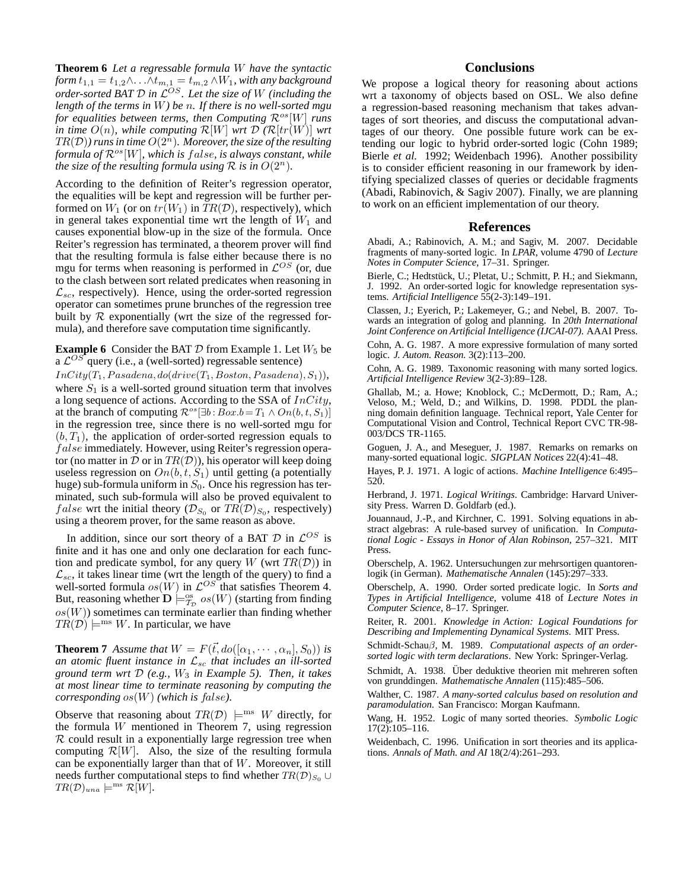**Theorem 6** *Let a regressable formula $W$ have the syntactic form $t_{1,1} = t_{1,2} \wedge \ldots \wedge t_{m,1} = t_{m,2} \wedge W_1$, with any background order-sorted BAT $\mathcal{D}$ in $\mathcal{L}^{OS}$. Let the size of $W$ (including the length of the terms in $W$) be $n$. If there is no well-sorted mgu for equalities between terms, then Computing $\mathcal{R}^{os}[W]$ runs in time $O(n)$, while computing $\mathcal{R}[W]$ wrt $\mathcal{D}$ ($\mathcal{R}[tr(W)]$ wrt $TR(\mathcal{D})$) runs in time $O(2^n)$. Moreover, the size of the resulting formula of $\mathcal{R}^{os}[W]$, which is $false$, is always constant, while the size of the resulting formula using $\mathcal{R}$ is in $O(2^n)$.*

According to the definition of Reiter's regression operator, the equalities will be kept and regression will be further performed on $W_1$ (or on $tr(W_1)$ in $TR(\mathcal{D})$, respectively), which in general takes exponential time wrt the length of $W_1$ and causes exponential blow-up in the size of the formula. Once Reiter's regression has terminated, a theorem prover will find that the resulting formula is false either because there is no mgu for terms when reasoning is performed in $\mathcal{L}^{OS}$ (or, due to the clash between sort related predicates when reasoning in $\mathcal{L}_{sc}$, respectively). Hence, using the order-sorted regression operator can sometimes prune brunches of the regression tree built by $\mathcal{R}$ exponentially (wrt the size of the regressed formula), and therefore save computation time significantly.

**Example 6** Consider the BAT $\mathcal{D}$ from Example 1. Let $W_5$ be a $\mathcal{L}^{OS}$ query (i.e., a (well-sorted) regressable sentence) $InCity(T_1, Pasadena, do(drive(T_1, Boston, Pasadena), S_1))$, where $S_1$ is a well-sorted ground situation term that involves a long sequence of actions. According to the SSA of $InCity$, at the branch of computing $\mathcal{R}^{os}[\exists b : Box.b = T_1 \wedge On(b, t, S_1)]$ in the regression tree, since there is no well-sorted mgu for $(b, T_1)$, the application of order-sorted regression equals to $false$ immediately. However, using Reiter's regression operator (no matter in $\mathcal{D}$ or in $TR(\mathcal{D})$), his operator will keep doing useless regression on $On(b, t, S_1)$ until getting (a potentially huge) sub-formula uniform in $S_0$. Once his regression has terminated, such sub-formula will also be proved equivalent to $false$ wrt the initial theory ($\mathcal{D}_{S_0}$ or $TR(\mathcal{D})_{S_0}$, respectively) using a theorem prover, for the same reason as above.

In addition, since our sort theory of a BAT $\mathcal{D}$ in $\mathcal{L}^{OS}$ is finite and it has one and only one declaration for each function and predicate symbol, for any query $W$ (wrt $TR(\mathcal{D})$) in $\mathcal{L}_{sc}$, it takes linear time (wrt the length of the query) to find a well-sorted formula $os(W)$ in $\mathcal{L}^{OS}$ that satisfies Theorem 4. But, reasoning whether $\mathbf{D} \models^{os}_{\mathcal{T}_\mathcal{D}} os(W)$ (starting from finding $os(W)$) sometimes can terminate earlier than finding whether $TR(\mathcal{D}) \models^{ms} W$. In particular, we have

**Theorem 7** *Assume that $W = F(\vec{t}, do([\alpha_1, \cdots, \alpha_n], S_0))$ is an atomic fluent instance in $\mathcal{L}_{sc}$ that includes an ill-sorted ground term wrt $\mathcal{D}$ (e.g., $W_3$ in Example 5). Then, it takes at most linear time to terminate reasoning by computing the corresponding $os(W)$ (which is $false$).*

Observe that reasoning about $TR(\mathcal{D}) \models^{ms} W$ directly, for the formula $W$ mentioned in Theorem 7, using regression $\mathcal{R}$ could result in a exponentially large regression tree when computing $\mathcal{R}[W]$. Also, the size of the resulting formula can be exponentially larger than that of $W$. Moreover, it still needs further computational steps to find whether $TR(\mathcal{D})_{S_0} \cup TR(\mathcal{D})_{una} \models^{ms} \mathcal{R}[W]$.

## Conclusions

We propose a logical theory for reasoning about actions wrt a taxonomy of objects based on OSL. We also define a regression-based reasoning mechanism that takes advantages of sort theories, and discuss the computational advantages of our theory. One possible future work can be extending our logic to hybrid order-sorted logic (Cohn 1989; Bierle *et al.* 1992; Weidenbach 1996). Another possibility is to consider efficient reasoning in our framework by identifying specialized classes of queries or decidable fragments (Abadi, Rabinovich, & Sagiv 2007). Finally, we are planning to work on an efficient implementation of our theory.

## References

Abadi, A.; Rabinovich, A. M.; and Sagiv, M. 2007. Decidable fragments of many-sorted logic. In *LPAR*, volume 4790 of *Lecture Notes in Computer Science*, 17–31. Springer.

Bierle, C.; Hedtstück, U.; Pletat, U.; Schmitt, P. H.; and Siekmann, J. 1992. An order-sorted logic for knowledge representation systems. *Artificial Intelligence* 55(2-3):149–191.

Classen, J.; Eyerich, P.; Lakemeyer, G.; and Nebel, B. 2007. Towards an integration of golog and planning. In *20th International Joint Conference on Artificial Intelligence (IJCAI-07)*. AAAI Press.

Cohn, A. G. 1987. A more expressive formulation of many sorted logic. *J. Autom. Reason.* 3(2):113–200.

Cohn, A. G. 1989. Taxonomic reasoning with many sorted logics. *Artificial Intelligence Review* 3(2-3):89–128.

Ghallab, M.; a. Howe; Knoblock, C.; McDermott, D.; Ram, A.; Veloso, M.; Weld, D.; and Wilkins, D. 1998. PDDL the planning domain definition language. Technical report, Yale Center for Computational Vision and Control, Technical Report CVC TR-98-003/DCS TR-1165.

Goguen, J. A., and Meseguer, J. 1987. Remarks on remarks on many-sorted equational logic. *SIGPLAN Notices* 22(4):41–48.

Hayes, P. J. 1971. A logic of actions. *Machine Intelligence* 6:495–520.

Herbrand, J. 1971. *Logical Writings*. Cambridge: Harvard University Press. Warren D. Goldfarb (ed.).

Jouannaud, J.-P., and Kirchner, C. 1991. Solving equations in abstract algebras: A rule-based survey of unification. In *Computational Logic - Essays in Honor of Alan Robinson*, 257–321. MIT Press.

Oberschelp, A. 1962. Untersuchungen zur mehrsortigen quantorenlogik (in German). *Mathematische Annalen* (145):297–333.

Oberschelp, A. 1990. Order sorted predicate logic. In *Sorts and Types in Artificial Intelligence*, volume 418 of *Lecture Notes in Computer Science*, 8–17. Springer.

Reiter, R. 2001. *Knowledge in Action: Logical Foundations for Describing and Implementing Dynamical Systems*. MIT Press.

Schmidt-Schau$\beta$, M. 1989. *Computational aspects of an order-sorted logic with term declarations*. New York: Springer-Verlag.

Schmidt, A. 1938. Über deduktive theorien mit mehreren soften von grunddingen. *Mathematische Annalen* (115):485–506.

Walther, C. 1987. *A many-sorted calculus based on resolution and paramodulation*. San Francisco: Morgan Kaufmann.

Wang, H. 1952. Logic of many sorted theories. *Symbolic Logic* 17(2):105–116.

Weidenbach, C. 1996. Unification in sort theories and its applications. *Annals of Math. and AI* 18(2/4):261–293.